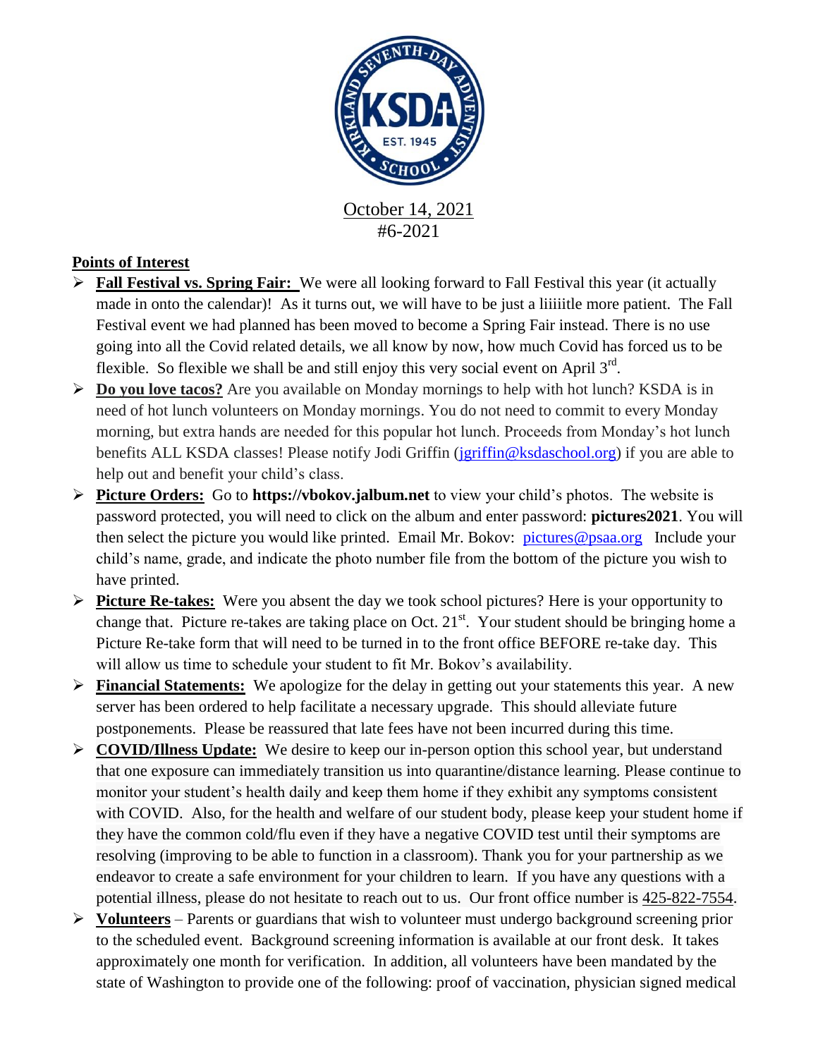October 14, 2021

#6-2021

**Points of Interest**

- **Fall Festival vs. Spring Fair:** We were all looking forward to Fall Festival this year (it actually made in onto the calendar)! As it turns out, we will have to be just a liiiiitle more patient. The Fall Festival event we had planned has been moved to become a Spring Fair instead. There is no use going into all the Covid related details, we all know by now, how much Covid has forced us to be flexible. So flexible we shall be and still enjoy this very social event on April 3rd.
- **Do you love tacos?** Are you available on Monday mornings to help with hot lunch? KSDA is in need of hot lunch volunteers on Monday mornings. You do not need to commit to every Monday morning, but extra hands are needed for this popular hot lunch. Proceeds from Monday's hot lunch benefits ALL KSDA classes! Please notify Jodi Griffin (jgriffin@ksdaschool.org) if you are able to help out and benefit your child's class.
- **Picture Orders:** Go to **https://vbokov.jalbum.net** to view your child's photos. The website is password protected, you will need to click on the album and enter password: **pictures2021**. You will then select the picture you would like printed. Email Mr. Bokov: pictures@psaa.org Include your child's name, grade, and indicate the photo number file from the bottom of the picture you wish to have printed.
- **Picture Re-takes:** Were you absent the day we took school pictures? Here is your opportunity to change that. Picture re-takes are taking place on Oct. 21st. Your student should be bringing home a Picture Re-take form that will need to be turned in to the front office BEFORE re-take day. This will allow us time to schedule your student to fit Mr. Bokov's availability.
- **Financial Statements:** We apologize for the delay in getting out your statements this year. A new server has been ordered to help facilitate a necessary upgrade. This should alleviate future postponements. Please be reassured that late fees have not been incurred during this time.
- **COVID/Illness Update:** We desire to keep our in-person option this school year, but understand that one exposure can immediately transition us into quarantine/distance learning. Please continue to monitor your student's health daily and keep them home if they exhibit any symptoms consistent with COVID. Also, for the health and welfare of our student body, please keep your student home if they have the common cold/flu even if they have a negative COVID test until their symptoms are resolving (improving to be able to function in a classroom). Thank you for your partnership as we endeavor to create a safe environment for your children to learn. If you have any questions with a potential illness, please do not hesitate to reach out to us. Our front office number is 425-822-7554.
- **Volunteers** – Parents or guardians that wish to volunteer must undergo background screening prior to the scheduled event. Background screening information is available at our front desk. It takes approximately one month for verification. In addition, all volunteers have been mandated by the state of Washington to provide one of the following: proof of vaccination, physician signed medical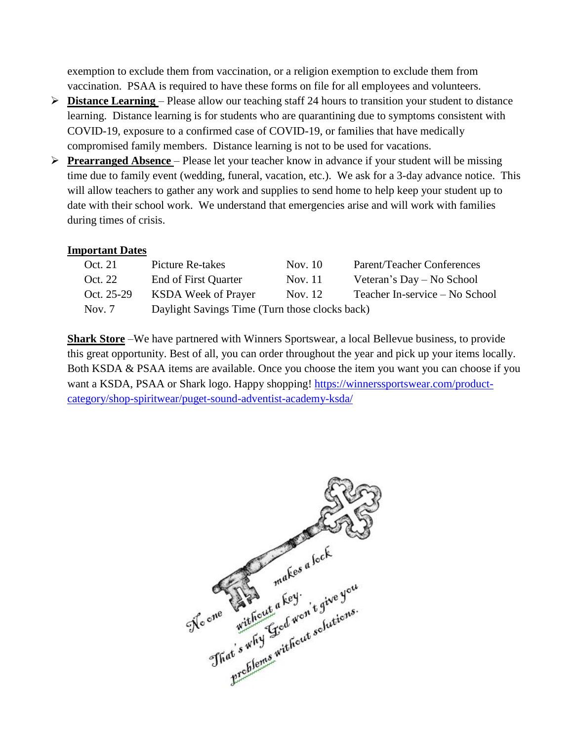exemption to exclude them from vaccination, or a religion exemption to exclude them from vaccination. PSAA is required to have these forms on file for all employees and volunteers.

- **Distance Learning** – Please allow our teaching staff 24 hours to transition your student to distance learning. Distance learning is for students who are quarantining due to symptoms consistent with COVID-19, exposure to a confirmed case of COVID-19, or families that have medically compromised family members. Distance learning is not to be used for vacations.
- **Prearranged Absence** – Please let your teacher know in advance if your student will be missing time due to family event (wedding, funeral, vacation, etc.). We ask for a 3-day advance notice. This will allow teachers to gather any work and supplies to send home to help keep your student up to date with their school work. We understand that emergencies arise and will work with families during times of crisis.

**Important Dates**

| | | | |
|---|---|---|---|
| Oct. 21 | Picture Re-takes | Nov. 10 | Parent/Teacher Conferences |
| Oct. 22 | End of First Quarter | Nov. 11 | Veteran's Day – No School |
| Oct. 25-29 | KSDA Week of Prayer | Nov. 12 | Teacher In-service – No School |
| Nov. 7 | Daylight Savings Time (Turn those clocks back) | | |

**Shark Store** –We have partnered with Winners Sportswear, a local Bellevue business, to provide this great opportunity. Best of all, you can order throughout the year and pick up your items locally. Both KSDA & PSAA items are available. Once you choose the item you want you can choose if you want a KSDA, PSAA or Shark logo. Happy shopping! https://winnerssportswear.com/product-category/shop-spiritwear/puget-sound-adventist-academy-ksda/

No one makes a lock without a key. That's why God won't give you problems without solutions.